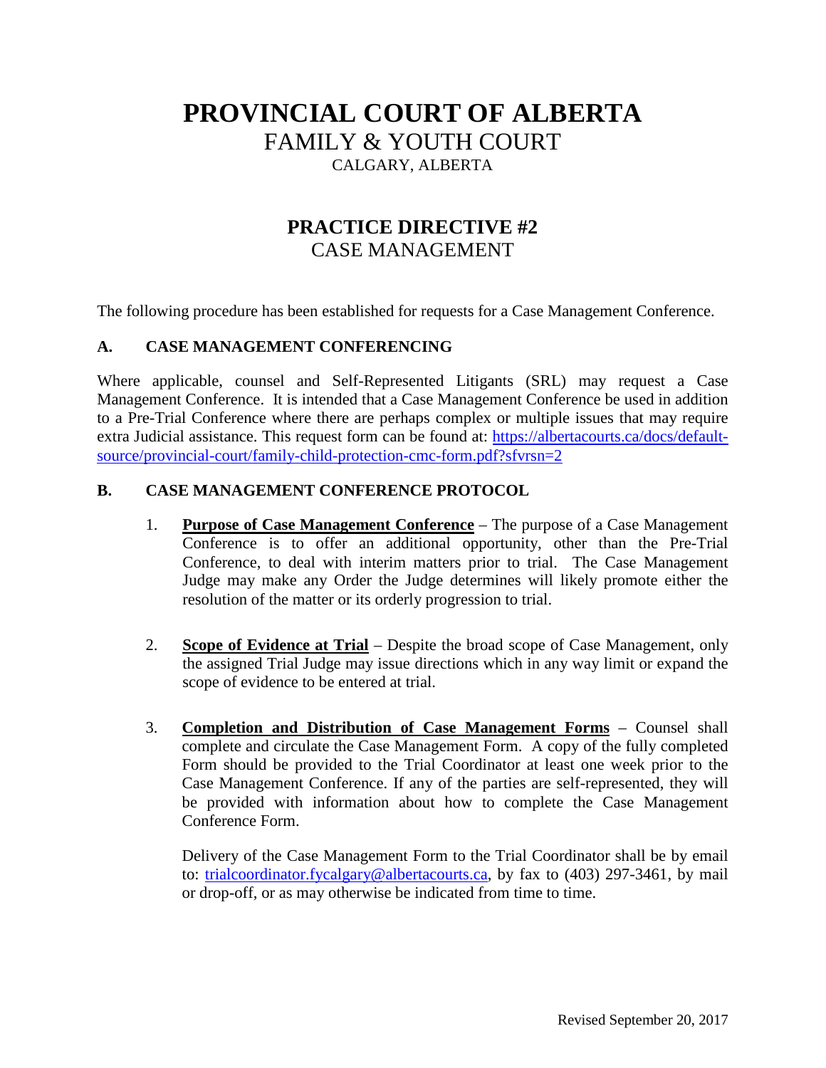# PROVINCIAL COURT OF ALBERTA

## FAMILY & YOUTH COURT

CALGARY, ALBERTA

## PRACTICE DIRECTIVE #2

CASE MANAGEMENT

The following procedure has been established for requests for a Case Management Conference.

### A. CASE MANAGEMENT CONFERENCING

Where applicable, counsel and Self-Represented Litigants (SRL) may request a Case Management Conference. It is intended that a Case Management Conference be used in addition to a Pre-Trial Conference where there are perhaps complex or multiple issues that may require extra Judicial assistance. This request form can be found at: https://albertacourts.ca/docs/default-source/provincial-court/family-child-protection-cmc-form.pdf?sfvrsn=2

### B. CASE MANAGEMENT CONFERENCE PROTOCOL

1. **Purpose of Case Management Conference** – The purpose of a Case Management Conference is to offer an additional opportunity, other than the Pre-Trial Conference, to deal with interim matters prior to trial. The Case Management Judge may make any Order the Judge determines will likely promote either the resolution of the matter or its orderly progression to trial.

2. **Scope of Evidence at Trial** – Despite the broad scope of Case Management, only the assigned Trial Judge may issue directions which in any way limit or expand the scope of evidence to be entered at trial.

3. **Completion and Distribution of Case Management Forms** – Counsel shall complete and circulate the Case Management Form. A copy of the fully completed Form should be provided to the Trial Coordinator at least one week prior to the Case Management Conference. If any of the parties are self-represented, they will be provided with information about how to complete the Case Management Conference Form.

   Delivery of the Case Management Form to the Trial Coordinator shall be by email to: trialcoordinator.fycalgary@albertacourts.ca, by fax to (403) 297-3461, by mail or drop-off, or as may otherwise be indicated from time to time.

Revised September 20, 2017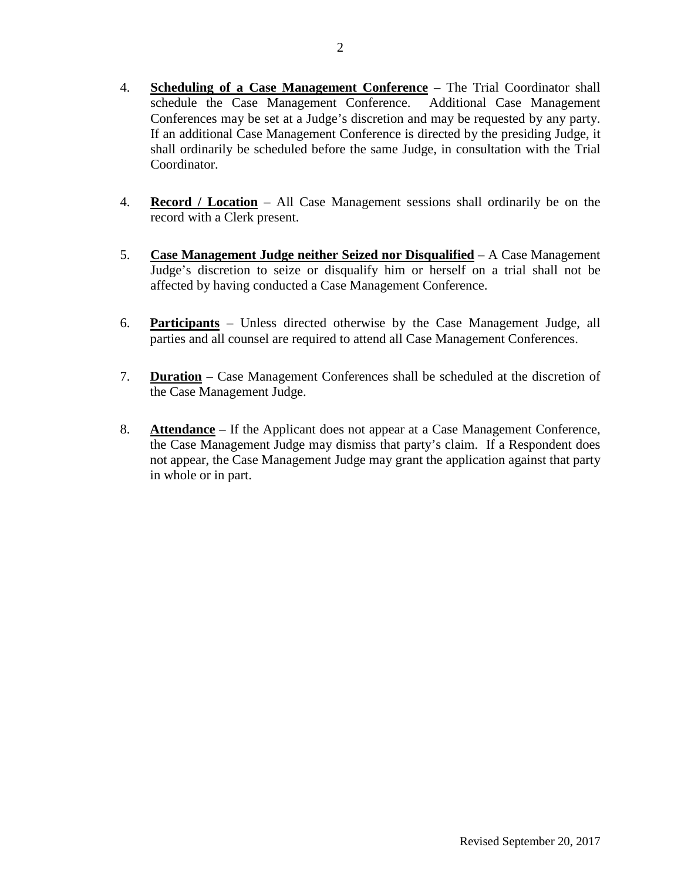4. **Scheduling of a Case Management Conference** – The Trial Coordinator shall schedule the Case Management Conference. Additional Case Management Conferences may be set at a Judge's discretion and may be requested by any party. If an additional Case Management Conference is directed by the presiding Judge, it shall ordinarily be scheduled before the same Judge, in consultation with the Trial Coordinator.

4. **Record / Location** – All Case Management sessions shall ordinarily be on the record with a Clerk present.

5. **Case Management Judge neither Seized nor Disqualified** – A Case Management Judge's discretion to seize or disqualify him or herself on a trial shall not be affected by having conducted a Case Management Conference.

6. **Participants** – Unless directed otherwise by the Case Management Judge, all parties and all counsel are required to attend all Case Management Conferences.

7. **Duration** – Case Management Conferences shall be scheduled at the discretion of the Case Management Judge.

8. **Attendance** – If the Applicant does not appear at a Case Management Conference, the Case Management Judge may dismiss that party's claim. If a Respondent does not appear, the Case Management Judge may grant the application against that party in whole or in part.

Revised September 20, 2017